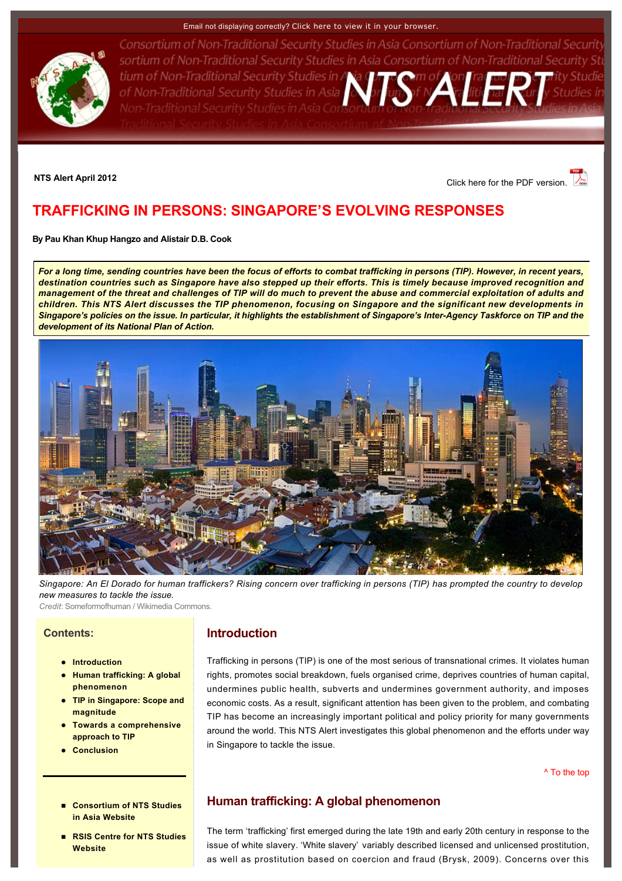Email not displaying correctly? Click here to view it in your browser.

NTS Alert April 2012

Click here for the PDF version.

# TRAFFICKING IN PERSONS: SINGAPORE'S EVOLVING RESPONSES

**By Pau Khan Khup Hangzo and Alistair D.B. Cook**

***For a long time, sending countries have been the focus of efforts to combat trafficking in persons (TIP). However, in recent years, destination countries such as Singapore have also stepped up their efforts. This is timely because improved recognition and management of the threat and challenges of TIP will do much to prevent the abuse and commercial exploitation of adults and children. This NTS Alert discusses the TIP phenomenon, focusing on Singapore and the significant new developments in Singapore's policies on the issue. In particular, it highlights the establishment of Singapore's Inter-Agency Taskforce on TIP and the development of its National Plan of Action.***

*Singapore: An El Dorado for human traffickers? Rising concern over trafficking in persons (TIP) has prompted the country to develop new measures to tackle the issue.*
*Credit*: Someformofhuman / Wikimedia Commons.

## Contents:

- **Introduction**
- **Human trafficking: A global phenomenon**
- **TIP in Singapore: Scope and magnitude**
- **Towards a comprehensive approach to TIP**
- **Conclusion**

---

- **Consortium of NTS Studies in Asia Website**
- **RSIS Centre for NTS Studies Website**

## Introduction

Trafficking in persons (TIP) is one of the most serious of transnational crimes. It violates human rights, promotes social breakdown, fuels organised crime, deprives countries of human capital, undermines public health, subverts and undermines government authority, and imposes economic costs. As a result, significant attention has been given to the problem, and combating TIP has become an increasingly important political and policy priority for many governments around the world. This NTS Alert investigates this global phenomenon and the efforts under way in Singapore to tackle the issue.

^ To the top

## Human trafficking: A global phenomenon

The term 'trafficking' first emerged during the late 19th and early 20th century in response to the issue of white slavery. 'White slavery' variably described licensed and unlicensed prostitution, as well as prostitution based on coercion and fraud (Brysk, 2009). Concerns over this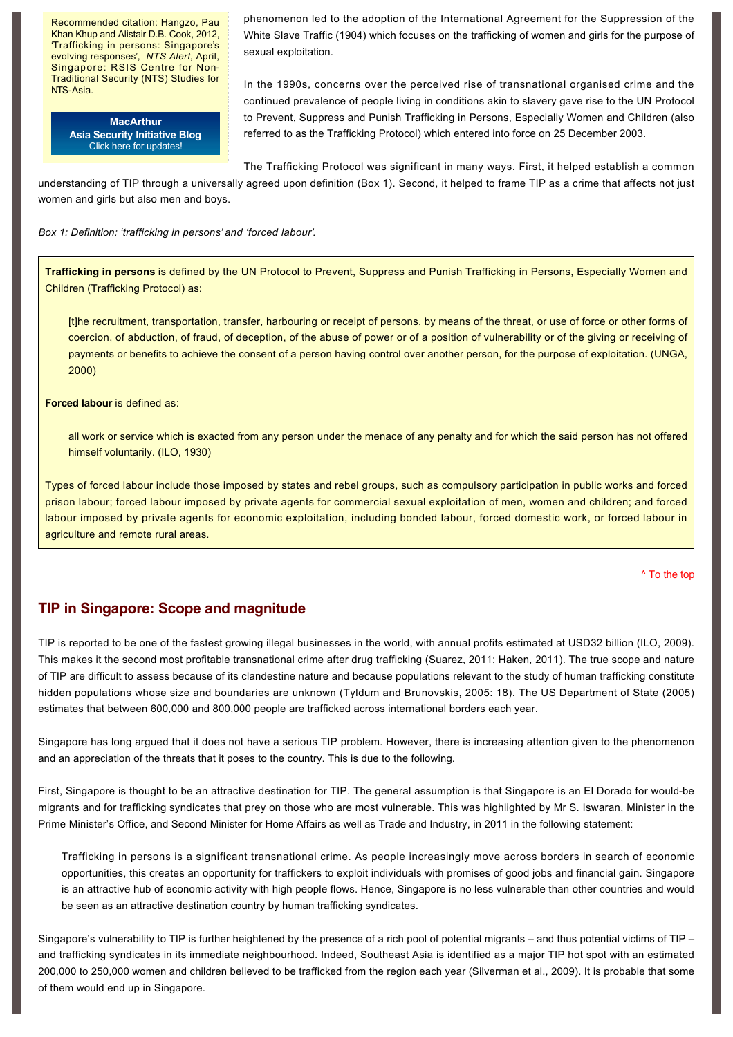Recommended citation: Hangzo, Pau Khan Khup and Alistair D.B. Cook, 2012, 'Trafficking in persons: Singapore's evolving responses', *NTS Alert*, April, Singapore: RSIS Centre for Non-Traditional Security (NTS) Studies for NTS-Asia.

**MacArthur Asia Security Initiative Blog**
Click here for updates!

phenomenon led to the adoption of the International Agreement for the Suppression of the White Slave Traffic (1904) which focuses on the trafficking of women and girls for the purpose of sexual exploitation.

In the 1990s, concerns over the perceived rise of transnational organised crime and the continued prevalence of people living in conditions akin to slavery gave rise to the UN Protocol to Prevent, Suppress and Punish Trafficking in Persons, Especially Women and Children (also referred to as the Trafficking Protocol) which entered into force on 25 December 2003.

The Trafficking Protocol was significant in many ways. First, it helped establish a common understanding of TIP through a universally agreed upon definition (Box 1). Second, it helped to frame TIP as a crime that affects not just women and girls but also men and boys.

*Box 1: Definition: 'trafficking in persons' and 'forced labour'.*

**Trafficking in persons** is defined by the UN Protocol to Prevent, Suppress and Punish Trafficking in Persons, Especially Women and Children (Trafficking Protocol) as:

> [t]he recruitment, transportation, transfer, harbouring or receipt of persons, by means of the threat, or use of force or other forms of coercion, of abduction, of fraud, of deception, of the abuse of power or of a position of vulnerability or of the giving or receiving of payments or benefits to achieve the consent of a person having control over another person, for the purpose of exploitation. (UNGA, 2000)

**Forced labour** is defined as:

> all work or service which is exacted from any person under the menace of any penalty and for which the said person has not offered himself voluntarily. (ILO, 1930)

Types of forced labour include those imposed by states and rebel groups, such as compulsory participation in public works and forced prison labour; forced labour imposed by private agents for commercial sexual exploitation of men, women and children; and forced labour imposed by private agents for economic exploitation, including bonded labour, forced domestic work, or forced labour in agriculture and remote rural areas.

^ To the top

## TIP in Singapore: Scope and magnitude

TIP is reported to be one of the fastest growing illegal businesses in the world, with annual profits estimated at USD32 billion (ILO, 2009). This makes it the second most profitable transnational crime after drug trafficking (Suarez, 2011; Haken, 2011). The true scope and nature of TIP are difficult to assess because of its clandestine nature and because populations relevant to the study of human trafficking constitute hidden populations whose size and boundaries are unknown (Tyldum and Brunovskis, 2005: 18). The US Department of State (2005) estimates that between 600,000 and 800,000 people are trafficked across international borders each year.

Singapore has long argued that it does not have a serious TIP problem. However, there is increasing attention given to the phenomenon and an appreciation of the threats that it poses to the country. This is due to the following.

First, Singapore is thought to be an attractive destination for TIP. The general assumption is that Singapore is an El Dorado for would-be migrants and for trafficking syndicates that prey on those who are most vulnerable. This was highlighted by Mr S. Iswaran, Minister in the Prime Minister's Office, and Second Minister for Home Affairs as well as Trade and Industry, in 2011 in the following statement:

> Trafficking in persons is a significant transnational crime. As people increasingly move across borders in search of economic opportunities, this creates an opportunity for traffickers to exploit individuals with promises of good jobs and financial gain. Singapore is an attractive hub of economic activity with high people flows. Hence, Singapore is no less vulnerable than other countries and would be seen as an attractive destination country by human trafficking syndicates.

Singapore's vulnerability to TIP is further heightened by the presence of a rich pool of potential migrants – and thus potential victims of TIP – and trafficking syndicates in its immediate neighbourhood. Indeed, Southeast Asia is identified as a major TIP hot spot with an estimated 200,000 to 250,000 women and children believed to be trafficked from the region each year (Silverman et al., 2009). It is probable that some of them would end up in Singapore.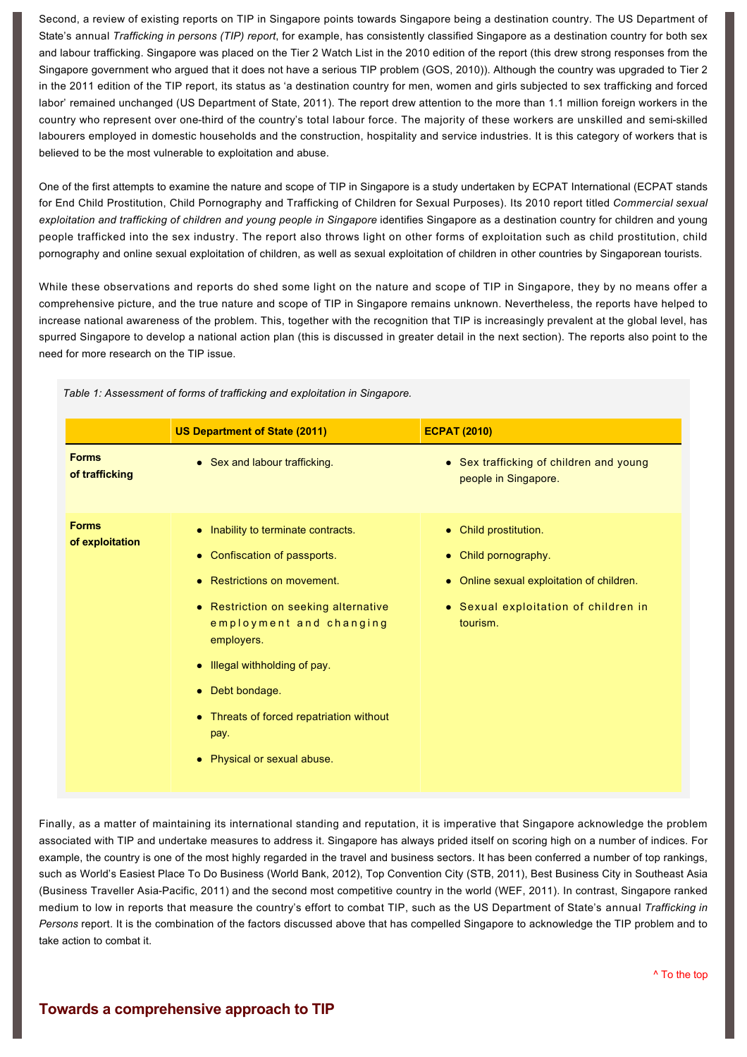Second, a review of existing reports on TIP in Singapore points towards Singapore being a destination country. The US Department of State's annual *Trafficking in persons (TIP) report*, for example, has consistently classified Singapore as a destination country for both sex and labour trafficking. Singapore was placed on the Tier 2 Watch List in the 2010 edition of the report (this drew strong responses from the Singapore government who argued that it does not have a serious TIP problem (GOS, 2010)). Although the country was upgraded to Tier 2 in the 2011 edition of the TIP report, its status as 'a destination country for men, women and girls subjected to sex trafficking and forced labor' remained unchanged (US Department of State, 2011). The report drew attention to the more than 1.1 million foreign workers in the country who represent over one-third of the country's total labour force. The majority of these workers are unskilled and semi-skilled labourers employed in domestic households and the construction, hospitality and service industries. It is this category of workers that is believed to be the most vulnerable to exploitation and abuse.

One of the first attempts to examine the nature and scope of TIP in Singapore is a study undertaken by ECPAT International (ECPAT stands for End Child Prostitution, Child Pornography and Trafficking of Children for Sexual Purposes). Its 2010 report titled *Commercial sexual exploitation and trafficking of children and young people in Singapore* identifies Singapore as a destination country for children and young people trafficked into the sex industry. The report also throws light on other forms of exploitation such as child prostitution, child pornography and online sexual exploitation of children, as well as sexual exploitation of children in other countries by Singaporean tourists.

While these observations and reports do shed some light on the nature and scope of TIP in Singapore, they by no means offer a comprehensive picture, and the true nature and scope of TIP in Singapore remains unknown. Nevertheless, the reports have helped to increase national awareness of the problem. This, together with the recognition that TIP is increasingly prevalent at the global level, has spurred Singapore to develop a national action plan (this is discussed in greater detail in the next section). The reports also point to the need for more research on the TIP issue.

*Table 1: Assessment of forms of trafficking and exploitation in Singapore.*

| | US Department of State (2011) | ECPAT (2010) |
|---|---|---|
| **Forms of trafficking** | • Sex and labour trafficking. | • Sex trafficking of children and young people in Singapore. |
| **Forms of exploitation** | • Inability to terminate contracts.<br>• Confiscation of passports.<br>• Restrictions on movement.<br>• Restriction on seeking alternative employment and changing employers.<br>• Illegal withholding of pay.<br>• Debt bondage.<br>• Threats of forced repatriation without pay.<br>• Physical or sexual abuse. | • Child prostitution.<br>• Child pornography.<br>• Online sexual exploitation of children.<br>• Sexual exploitation of children in tourism. |

Finally, as a matter of maintaining its international standing and reputation, it is imperative that Singapore acknowledge the problem associated with TIP and undertake measures to address it. Singapore has always prided itself on scoring high on a number of indices. For example, the country is one of the most highly regarded in the travel and business sectors. It has been conferred a number of top rankings, such as World's Easiest Place To Do Business (World Bank, 2012), Top Convention City (STB, 2011), Best Business City in Southeast Asia (Business Traveller Asia-Pacific, 2011) and the second most competitive country in the world (WEF, 2011). In contrast, Singapore ranked medium to low in reports that measure the country's effort to combat TIP, such as the US Department of State's annual *Trafficking in Persons* report. It is the combination of the factors discussed above that has compelled Singapore to acknowledge the TIP problem and to take action to combat it.

^ To the top

## Towards a comprehensive approach to TIP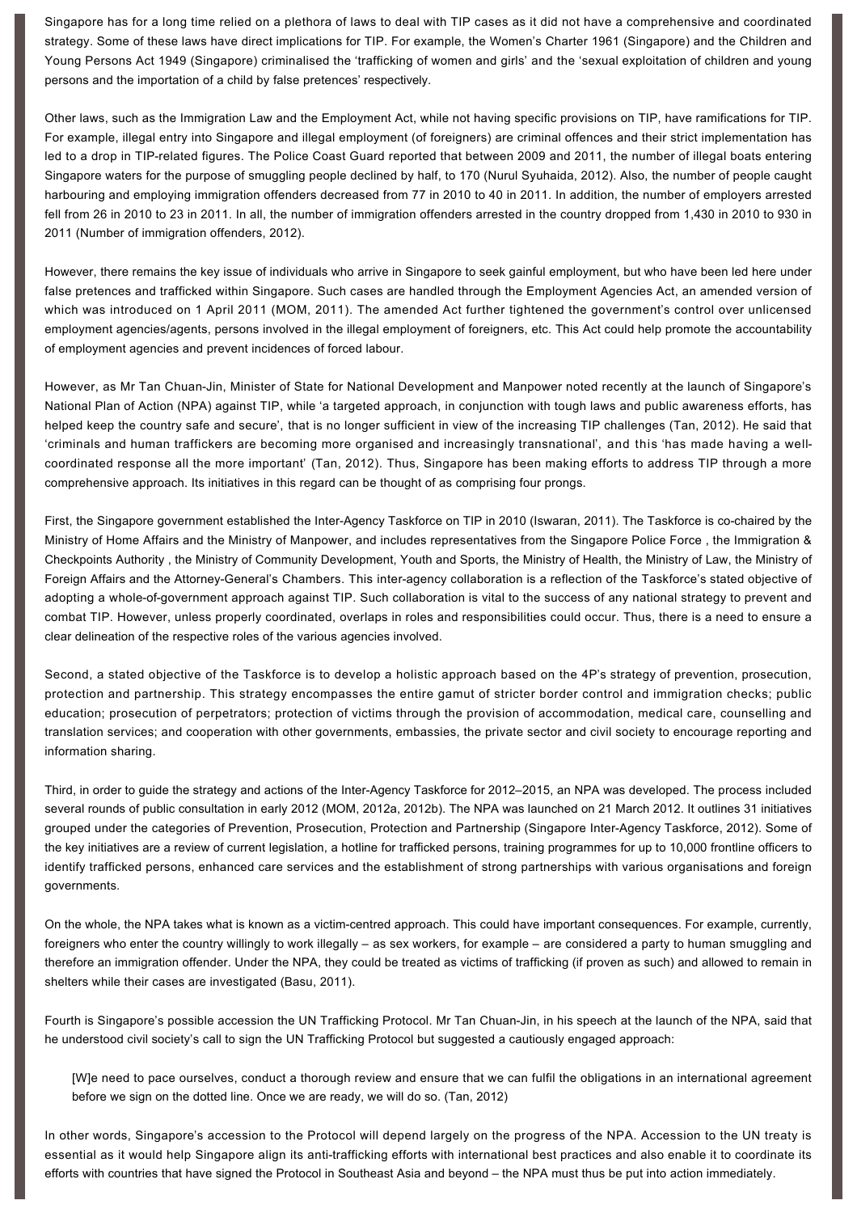Singapore has for a long time relied on a plethora of laws to deal with TIP cases as it did not have a comprehensive and coordinated strategy. Some of these laws have direct implications for TIP. For example, the Women's Charter 1961 (Singapore) and the Children and Young Persons Act 1949 (Singapore) criminalised the 'trafficking of women and girls' and the 'sexual exploitation of children and young persons and the importation of a child by false pretences' respectively.

Other laws, such as the Immigration Law and the Employment Act, while not having specific provisions on TIP, have ramifications for TIP. For example, illegal entry into Singapore and illegal employment (of foreigners) are criminal offences and their strict implementation has led to a drop in TIP-related figures. The Police Coast Guard reported that between 2009 and 2011, the number of illegal boats entering Singapore waters for the purpose of smuggling people declined by half, to 170 (Nurul Syuhaida, 2012). Also, the number of people caught harbouring and employing immigration offenders decreased from 77 in 2010 to 40 in 2011. In addition, the number of employers arrested fell from 26 in 2010 to 23 in 2011. In all, the number of immigration offenders arrested in the country dropped from 1,430 in 2010 to 930 in 2011 (Number of immigration offenders, 2012).

However, there remains the key issue of individuals who arrive in Singapore to seek gainful employment, but who have been led here under false pretences and trafficked within Singapore. Such cases are handled through the Employment Agencies Act, an amended version of which was introduced on 1 April 2011 (MOM, 2011). The amended Act further tightened the government's control over unlicensed employment agencies/agents, persons involved in the illegal employment of foreigners, etc. This Act could help promote the accountability of employment agencies and prevent incidences of forced labour.

However, as Mr Tan Chuan-Jin, Minister of State for National Development and Manpower noted recently at the launch of Singapore's National Plan of Action (NPA) against TIP, while 'a targeted approach, in conjunction with tough laws and public awareness efforts, has helped keep the country safe and secure', that is no longer sufficient in view of the increasing TIP challenges (Tan, 2012). He said that 'criminals and human traffickers are becoming more organised and increasingly transnational', and this 'has made having a well-coordinated response all the more important' (Tan, 2012). Thus, Singapore has been making efforts to address TIP through a more comprehensive approach. Its initiatives in this regard can be thought of as comprising four prongs.

First, the Singapore government established the Inter-Agency Taskforce on TIP in 2010 (Iswaran, 2011). The Taskforce is co-chaired by the Ministry of Home Affairs and the Ministry of Manpower, and includes representatives from the Singapore Police Force , the Immigration & Checkpoints Authority , the Ministry of Community Development, Youth and Sports, the Ministry of Health, the Ministry of Law, the Ministry of Foreign Affairs and the Attorney-General's Chambers. This inter-agency collaboration is a reflection of the Taskforce's stated objective of adopting a whole-of-government approach against TIP. Such collaboration is vital to the success of any national strategy to prevent and combat TIP. However, unless properly coordinated, overlaps in roles and responsibilities could occur. Thus, there is a need to ensure a clear delineation of the respective roles of the various agencies involved.

Second, a stated objective of the Taskforce is to develop a holistic approach based on the 4P's strategy of prevention, prosecution, protection and partnership. This strategy encompasses the entire gamut of stricter border control and immigration checks; public education; prosecution of perpetrators; protection of victims through the provision of accommodation, medical care, counselling and translation services; and cooperation with other governments, embassies, the private sector and civil society to encourage reporting and information sharing.

Third, in order to guide the strategy and actions of the Inter-Agency Taskforce for 2012–2015, an NPA was developed. The process included several rounds of public consultation in early 2012 (MOM, 2012a, 2012b). The NPA was launched on 21 March 2012. It outlines 31 initiatives grouped under the categories of Prevention, Prosecution, Protection and Partnership (Singapore Inter-Agency Taskforce, 2012). Some of the key initiatives are a review of current legislation, a hotline for trafficked persons, training programmes for up to 10,000 frontline officers to identify trafficked persons, enhanced care services and the establishment of strong partnerships with various organisations and foreign governments.

On the whole, the NPA takes what is known as a victim-centred approach. This could have important consequences. For example, currently, foreigners who enter the country willingly to work illegally – as sex workers, for example – are considered a party to human smuggling and therefore an immigration offender. Under the NPA, they could be treated as victims of trafficking (if proven as such) and allowed to remain in shelters while their cases are investigated (Basu, 2011).

Fourth is Singapore's possible accession the UN Trafficking Protocol. Mr Tan Chuan-Jin, in his speech at the launch of the NPA, said that he understood civil society's call to sign the UN Trafficking Protocol but suggested a cautiously engaged approach:

> [W]e need to pace ourselves, conduct a thorough review and ensure that we can fulfil the obligations in an international agreement before we sign on the dotted line. Once we are ready, we will do so. (Tan, 2012)

In other words, Singapore's accession to the Protocol will depend largely on the progress of the NPA. Accession to the UN treaty is essential as it would help Singapore align its anti-trafficking efforts with international best practices and also enable it to coordinate its efforts with countries that have signed the Protocol in Southeast Asia and beyond – the NPA must thus be put into action immediately.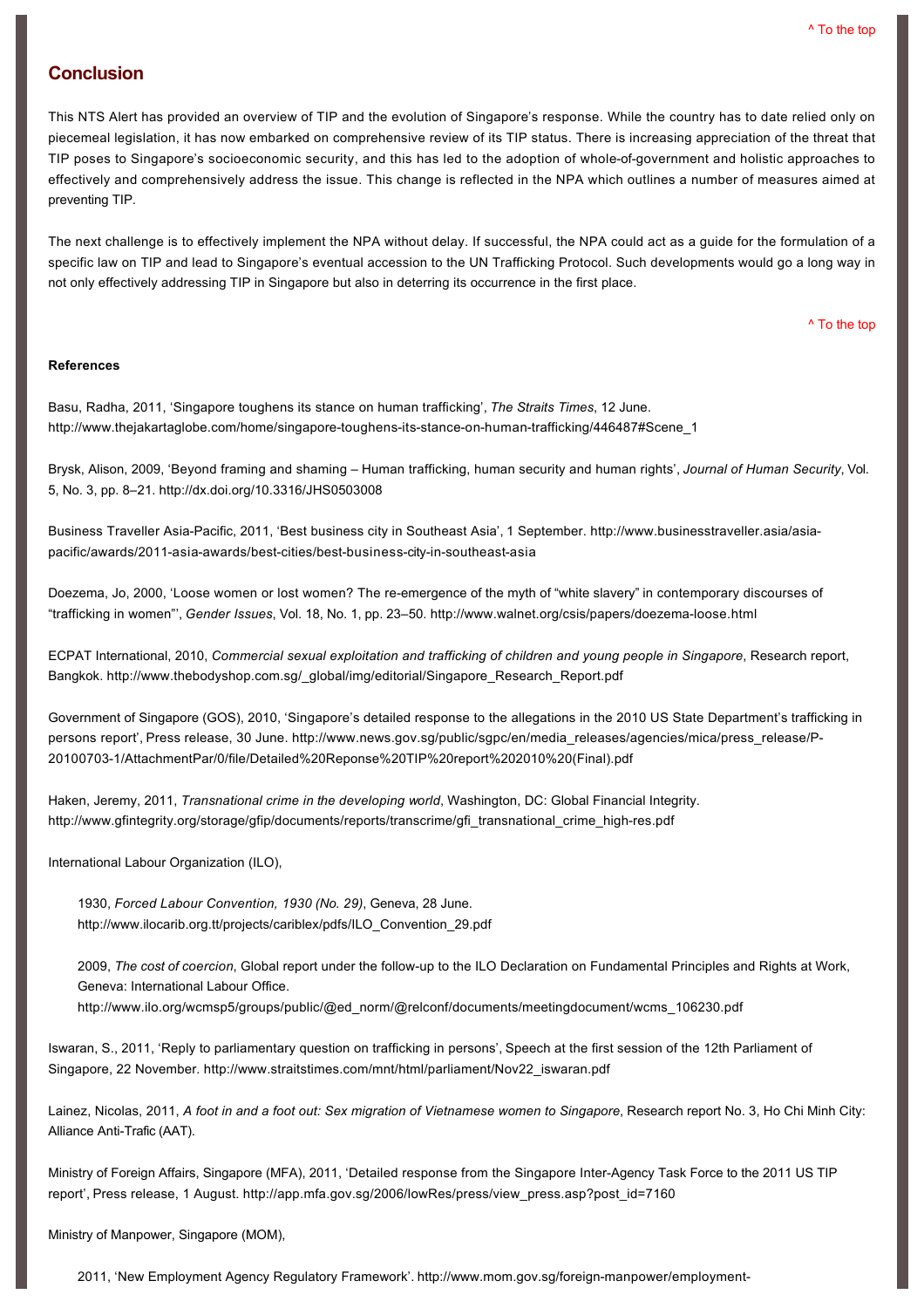## Conclusion

This NTS Alert has provided an overview of TIP and the evolution of Singapore's response. While the country has to date relied only on piecemeal legislation, it has now embarked on comprehensive review of its TIP status. There is increasing appreciation of the threat that TIP poses to Singapore's socioeconomic security, and this has led to the adoption of whole-of-government and holistic approaches to effectively and comprehensively address the issue. This change is reflected in the NPA which outlines a number of measures aimed at preventing TIP.

The next challenge is to effectively implement the NPA without delay. If successful, the NPA could act as a guide for the formulation of a specific law on TIP and lead to Singapore's eventual accession to the UN Trafficking Protocol. Such developments would go a long way in not only effectively addressing TIP in Singapore but also in deterring its occurrence in the first place.

**References**

Basu, Radha, 2011, 'Singapore toughens its stance on human trafficking', *The Straits Times*, 12 June. http://www.thejakartaglobe.com/home/singapore-toughens-its-stance-on-human-trafficking/446487#Scene_1

Brysk, Alison, 2009, 'Beyond framing and shaming – Human trafficking, human security and human rights', *Journal of Human Security*, Vol. 5, No. 3, pp. 8–21. http://dx.doi.org/10.3316/JHS0503008

Business Traveller Asia-Pacific, 2011, 'Best business city in Southeast Asia', 1 September. http://www.businesstraveller.asia/asia-pacific/awards/2011-asia-awards/best-cities/best-business-city-in-southeast-asia

Doezema, Jo, 2000, 'Loose women or lost women? The re-emergence of the myth of "white slavery" in contemporary discourses of "trafficking in women"', *Gender Issues*, Vol. 18, No. 1, pp. 23–50. http://www.walnet.org/csis/papers/doezema-loose.html

ECPAT International, 2010, *Commercial sexual exploitation and trafficking of children and young people in Singapore*, Research report, Bangkok. http://www.thebodyshop.com.sg/_global/img/editorial/Singapore_Research_Report.pdf

Government of Singapore (GOS), 2010, 'Singapore's detailed response to the allegations in the 2010 US State Department's trafficking in persons report', Press release, 30 June. http://www.news.gov.sg/public/sgpc/en/media_releases/agencies/mica/press_release/P-20100703-1/AttachmentPar/0/file/Detailed%20Reponse%20TIP%20report%202010%20(Final).pdf

Haken, Jeremy, 2011, *Transnational crime in the developing world*, Washington, DC: Global Financial Integrity. http://www.gfintegrity.org/storage/gfip/documents/reports/transcrime/gfi_transnational_crime_high-res.pdf

International Labour Organization (ILO),

> 1930, *Forced Labour Convention, 1930 (No. 29)*, Geneva, 28 June. http://www.ilocarib.org.tt/projects/cariblex/pdfs/ILO_Convention_29.pdf
>
> 2009, *The cost of coercion*, Global report under the follow-up to the ILO Declaration on Fundamental Principles and Rights at Work, Geneva: International Labour Office. http://www.ilo.org/wcmsp5/groups/public/@ed_norm/@relconf/documents/meetingdocument/wcms_106230.pdf

Iswaran, S., 2011, 'Reply to parliamentary question on trafficking in persons', Speech at the first session of the 12th Parliament of Singapore, 22 November. http://www.straitstimes.com/mnt/html/parliament/Nov22_iswaran.pdf

Lainez, Nicolas, 2011, *A foot in and a foot out: Sex migration of Vietnamese women to Singapore*, Research report No. 3, Ho Chi Minh City: Alliance Anti-Trafic (AAT).

Ministry of Foreign Affairs, Singapore (MFA), 2011, 'Detailed response from the Singapore Inter-Agency Task Force to the 2011 US TIP report', Press release, 1 August. http://app.mfa.gov.sg/2006/lowRes/press/view_press.asp?post_id=7160

Ministry of Manpower, Singapore (MOM),

> 2011, 'New Employment Agency Regulatory Framework'. http://www.mom.gov.sg/foreign-manpower/employment-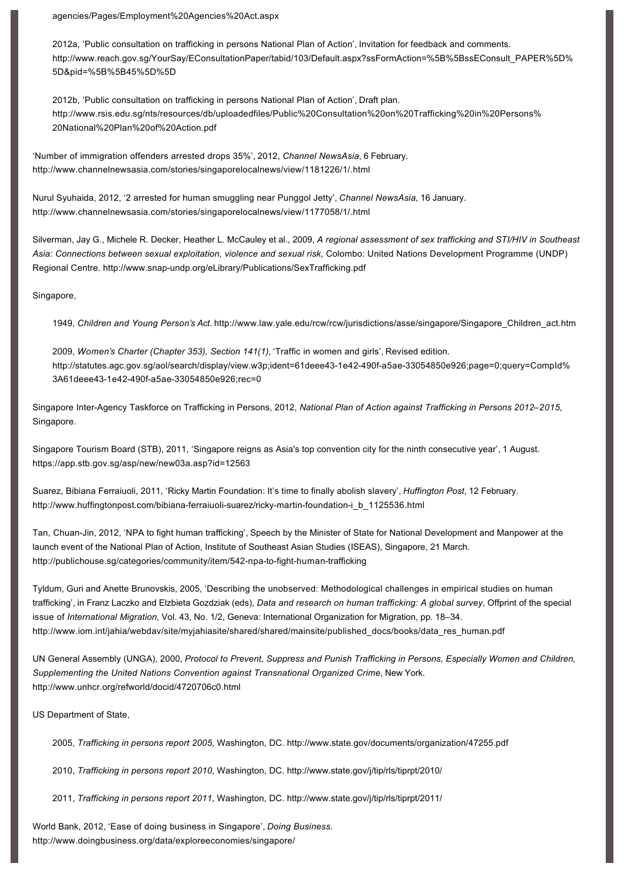agencies/Pages/Employment%20Agencies%20Act.aspx

2012a, 'Public consultation on trafficking in persons National Plan of Action', Invitation for feedback and comments. http://www.reach.gov.sg/YourSay/EConsultationPaper/tabid/103/Default.aspx?ssFormAction=%5B%5BssEConsult_PAPER%5D%5D&pid=%5B%5B45%5D%5D

2012b, 'Public consultation on trafficking in persons National Plan of Action', Draft plan. http://www.rsis.edu.sg/nts/resources/db/uploadedfiles/Public%20Consultation%20on%20Trafficking%20in%20Persons%20National%20Plan%20of%20Action.pdf

'Number of immigration offenders arrested drops 35%', 2012, *Channel NewsAsia*, 6 February. http://www.channelnewsasia.com/stories/singaporelocalnews/view/1181226/1/.html

Nurul Syuhaida, 2012, '2 arrested for human smuggling near Punggol Jetty', *Channel NewsAsia*, 16 January. http://www.channelnewsasia.com/stories/singaporelocalnews/view/1177058/1/.html

Silverman, Jay G., Michele R. Decker, Heather L. McCauley et al., 2009, *A regional assessment of sex trafficking and STI/HIV in Southeast Asia: Connections between sexual exploitation, violence and sexual risk*, Colombo: United Nations Development Programme (UNDP) Regional Centre. http://www.snap-undp.org/eLibrary/Publications/SexTrafficking.pdf

Singapore,

1949, *Children and Young Person's Act*. http://www.law.yale.edu/rcw/rcw/jurisdictions/asse/singapore/Singapore_Children_act.htm

2009, *Women's Charter (Chapter 353), Section 141(1)*, 'Traffic in women and girls', Revised edition. http://statutes.agc.gov.sg/aol/search/display/view.w3p;ident=61deee43-1e42-490f-a5ae-33054850e926;page=0;query=CompId%3A61deee43-1e42-490f-a5ae-33054850e926;rec=0

Singapore Inter-Agency Taskforce on Trafficking in Persons, 2012, *National Plan of Action against Trafficking in Persons 2012–2015*, Singapore.

Singapore Tourism Board (STB), 2011, 'Singapore reigns as Asia's top convention city for the ninth consecutive year', 1 August. https://app.stb.gov.sg/asp/new/new03a.asp?id=12563

Suarez, Bibiana Ferraiuoli, 2011, 'Ricky Martin Foundation: It's time to finally abolish slavery', *Huffington Post*, 12 February. http://www.huffingtonpost.com/bibiana-ferraiuoli-suarez/ricky-martin-foundation-i_b_1125536.html

Tan, Chuan-Jin, 2012, 'NPA to fight human trafficking', Speech by the Minister of State for National Development and Manpower at the launch event of the National Plan of Action, Institute of Southeast Asian Studies (ISEAS), Singapore, 21 March. http://publichouse.sg/categories/community/item/542-npa-to-fight-human-trafficking

Tyldum, Guri and Anette Brunovskis, 2005, 'Describing the unobserved: Methodological challenges in empirical studies on human trafficking', in Franz Laczko and Elzbieta Gozdziak (eds), *Data and research on human trafficking: A global survey*, Offprint of the special issue of *International Migration*, Vol. 43, No. 1/2, Geneva: International Organization for Migration, pp. 18–34. http://www.iom.int/jahia/webdav/site/myjahiasite/shared/shared/mainsite/published_docs/books/data_res_human.pdf

UN General Assembly (UNGA), 2000, *Protocol to Prevent, Suppress and Punish Trafficking in Persons, Especially Women and Children, Supplementing the United Nations Convention against Transnational Organized Crime*, New York. http://www.unhcr.org/refworld/docid/4720706c0.html

US Department of State,

2005, *Trafficking in persons report 2005*, Washington, DC. http://www.state.gov/documents/organization/47255.pdf

2010, *Trafficking in persons report 2010*, Washington, DC. http://www.state.gov/j/tip/rls/tiprpt/2010/

2011, *Trafficking in persons report 2011*, Washington, DC. http://www.state.gov/j/tip/rls/tiprpt/2011/

World Bank, 2012, 'Ease of doing business in Singapore', *Doing Business*. http://www.doingbusiness.org/data/exploreeconomies/singapore/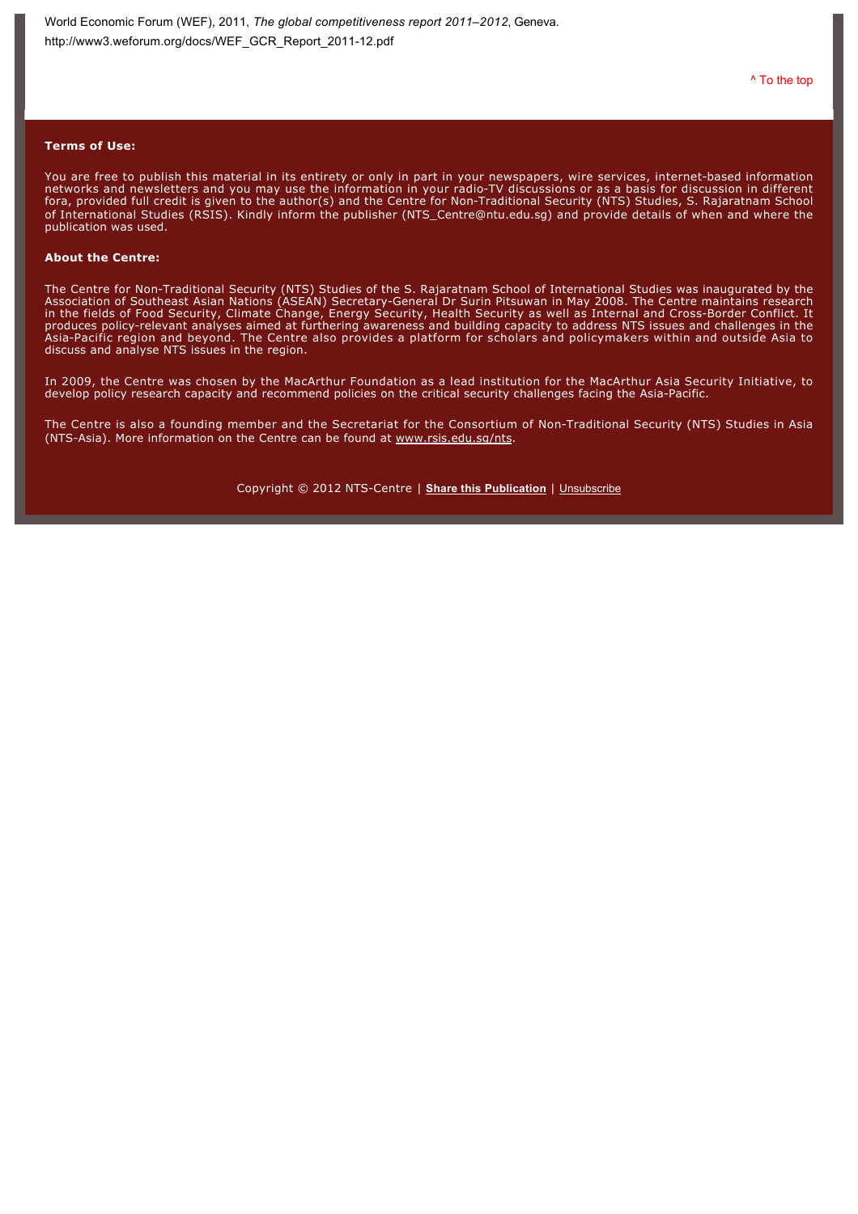World Economic Forum (WEF), 2011, *The global competitiveness report 2011–2012*, Geneva. http://www3.weforum.org/docs/WEF_GCR_Report_2011-12.pdf

^ To the top

**Terms of Use:**

You are free to publish this material in its entirety or only in part in your newspapers, wire services, internet-based information networks and newsletters and you may use the information in your radio-TV discussions or as a basis for discussion in different fora, provided full credit is given to the author(s) and the Centre for Non-Traditional Security (NTS) Studies, S. Rajaratnam School of International Studies (RSIS). Kindly inform the publisher (NTS_Centre@ntu.edu.sg) and provide details of when and where the publication was used.

**About the Centre:**

The Centre for Non-Traditional Security (NTS) Studies of the S. Rajaratnam School of International Studies was inaugurated by the Association of Southeast Asian Nations (ASEAN) Secretary-General Dr Surin Pitsuwan in May 2008. The Centre maintains research in the fields of Food Security, Climate Change, Energy Security, Health Security as well as Internal and Cross-Border Conflict. It produces policy-relevant analyses aimed at furthering awareness and building capacity to address NTS issues and challenges in the Asia-Pacific region and beyond. The Centre also provides a platform for scholars and policymakers within and outside Asia to discuss and analyse NTS issues in the region.

In 2009, the Centre was chosen by the MacArthur Foundation as a lead institution for the MacArthur Asia Security Initiative, to develop policy research capacity and recommend policies on the critical security challenges facing the Asia-Pacific.

The Centre is also a founding member and the Secretariat for the Consortium of Non-Traditional Security (NTS) Studies in Asia (NTS-Asia). More information on the Centre can be found at www.rsis.edu.sg/nts.

Copyright © 2012 NTS-Centre | **Share this Publication** | Unsubscribe